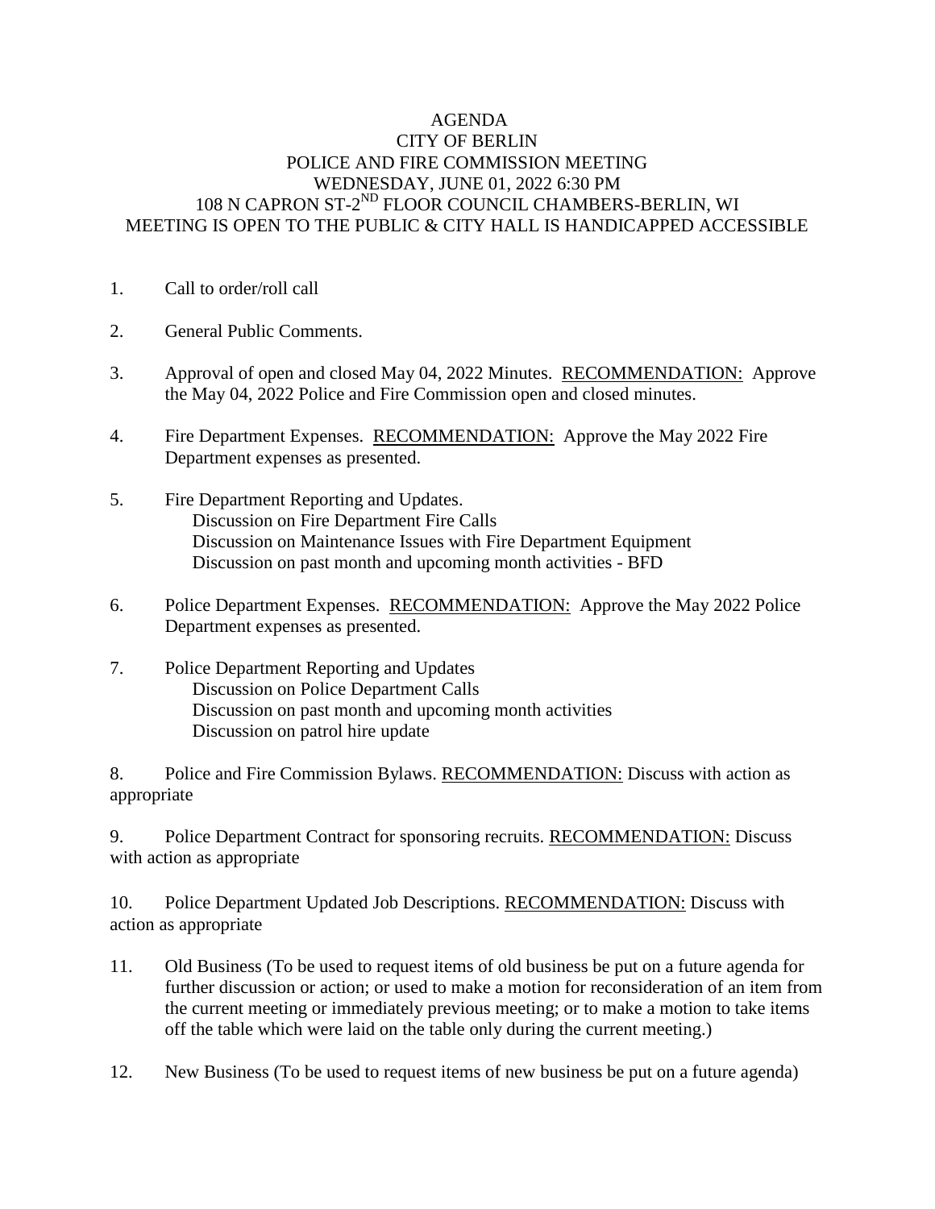# AGENDA
## CITY OF BERLIN
## POLICE AND FIRE COMMISSION MEETING
## WEDNESDAY, JUNE 01, 2022 6:30 PM
## 108 N CAPRON ST-2ND FLOOR COUNCIL CHAMBERS-BERLIN, WI
## MEETING IS OPEN TO THE PUBLIC & CITY HALL IS HANDICAPPED ACCESSIBLE

1. Call to order/roll call

2. General Public Comments.

3. Approval of open and closed May 04, 2022 Minutes. <u>RECOMMENDATION:</u> Approve the May 04, 2022 Police and Fire Commission open and closed minutes.

4. Fire Department Expenses. <u>RECOMMENDATION:</u> Approve the May 2022 Fire Department expenses as presented.

5. Fire Department Reporting and Updates.
   - Discussion on Fire Department Fire Calls
   - Discussion on Maintenance Issues with Fire Department Equipment
   - Discussion on past month and upcoming month activities - BFD

6. Police Department Expenses. <u>RECOMMENDATION:</u> Approve the May 2022 Police Department expenses as presented.

7. Police Department Reporting and Updates
   - Discussion on Police Department Calls
   - Discussion on past month and upcoming month activities
   - Discussion on patrol hire update

8. Police and Fire Commission Bylaws. <u>RECOMMENDATION:</u> Discuss with action as appropriate

9. Police Department Contract for sponsoring recruits. <u>RECOMMENDATION:</u> Discuss with action as appropriate

10. Police Department Updated Job Descriptions. <u>RECOMMENDATION:</u> Discuss with action as appropriate

11. Old Business (To be used to request items of old business be put on a future agenda for further discussion or action; or used to make a motion for reconsideration of an item from the current meeting or immediately previous meeting; or to make a motion to take items off the table which were laid on the table only during the current meeting.)

12. New Business (To be used to request items of new business be put on a future agenda)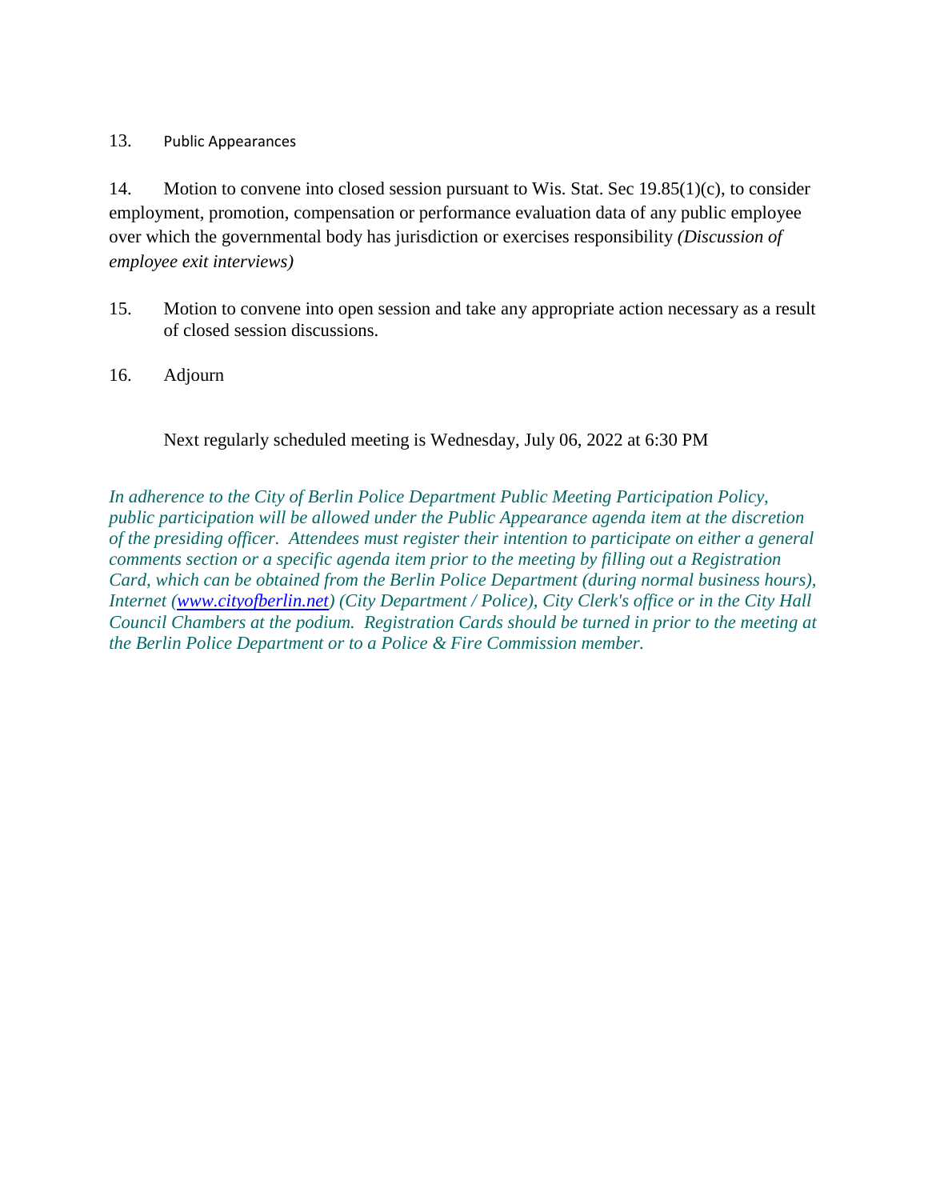13. Public Appearances

14. Motion to convene into closed session pursuant to Wis. Stat. Sec 19.85(1)(c), to consider employment, promotion, compensation or performance evaluation data of any public employee over which the governmental body has jurisdiction or exercises responsibility *(Discussion of employee exit interviews)*

15. Motion to convene into open session and take any appropriate action necessary as a result of closed session discussions.

16. Adjourn

Next regularly scheduled meeting is Wednesday, July 06, 2022 at 6:30 PM

*In adherence to the City of Berlin Police Department Public Meeting Participation Policy, public participation will be allowed under the Public Appearance agenda item at the discretion of the presiding officer. Attendees must register their intention to participate on either a general comments section or a specific agenda item prior to the meeting by filling out a Registration Card, which can be obtained from the Berlin Police Department (during normal business hours), Internet ([www.cityofberlin.net](http://www.cityofberlin.net)) (City Department / Police), City Clerk's office or in the City Hall Council Chambers at the podium. Registration Cards should be turned in prior to the meeting at the Berlin Police Department or to a Police & Fire Commission member.*